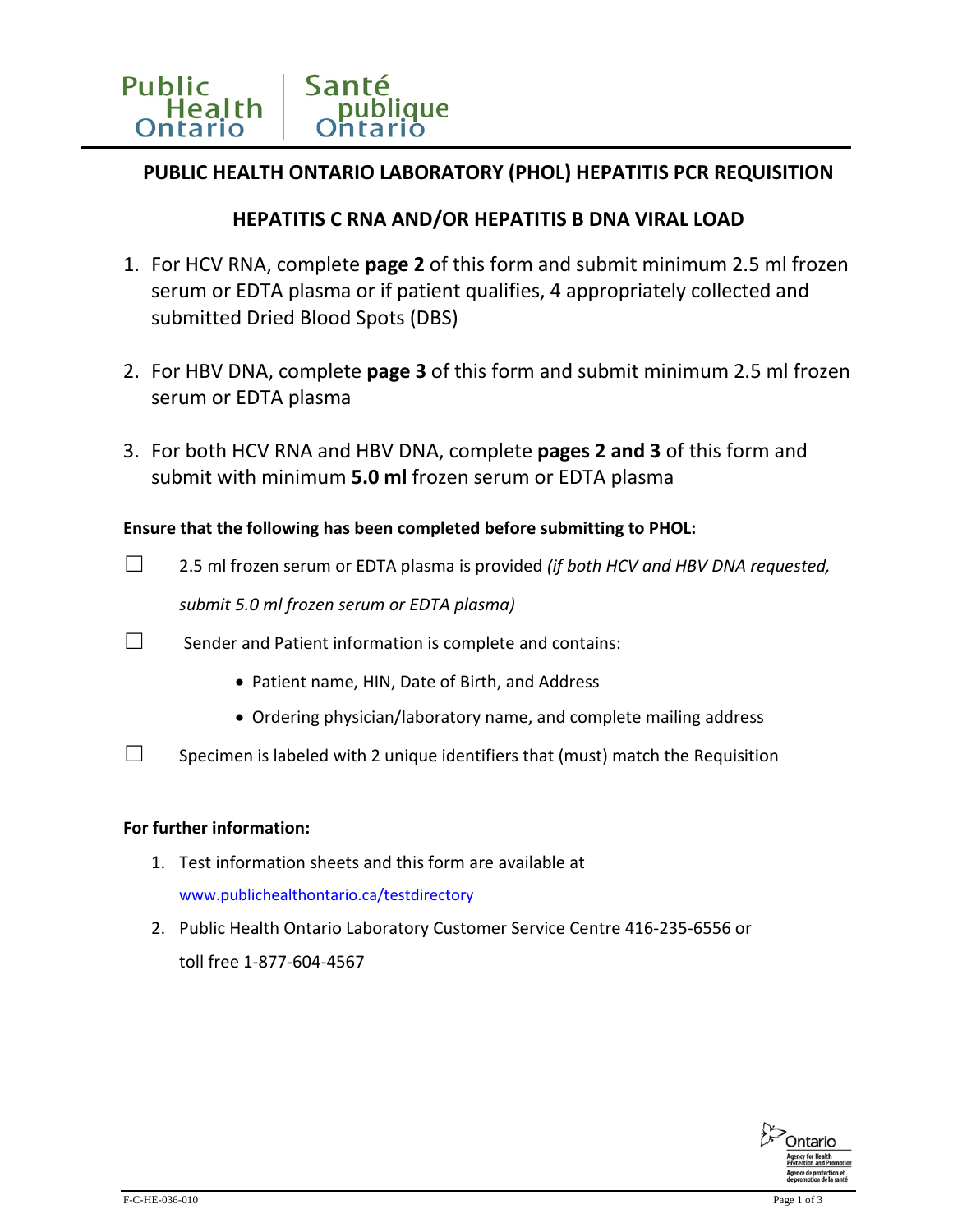Public Health Ontario | Santé publique Ontario

# PUBLIC HEALTH ONTARIO LABORATORY (PHOL) HEPATITIS PCR REQUISITION

## HEPATITIS C RNA AND/OR HEPATITIS B DNA VIRAL LOAD

1. For HCV RNA, complete **page 2** of this form and submit minimum 2.5 ml frozen serum or EDTA plasma or if patient qualifies, 4 appropriately collected and submitted Dried Blood Spots (DBS)

2. For HBV DNA, complete **page 3** of this form and submit minimum 2.5 ml frozen serum or EDTA plasma

3. For both HCV RNA and HBV DNA, complete **pages 2 and 3** of this form and submit with minimum **5.0 ml** frozen serum or EDTA plasma

**Ensure that the following has been completed before submitting to PHOL:**

☐ 2.5 ml frozen serum or EDTA plasma is provided *(if both HCV and HBV DNA requested, submit 5.0 ml frozen serum or EDTA plasma)*

☐ Sender and Patient information is complete and contains:

- Patient name, HIN, Date of Birth, and Address
- Ordering physician/laboratory name, and complete mailing address

☐ Specimen is labeled with 2 unique identifiers that (must) match the Requisition

**For further information:**

1. Test information sheets and this form are available at [www.publichealthontario.ca/testdirectory](www.publichealthontario.ca/testdirectory)
2. Public Health Ontario Laboratory Customer Service Centre 416-235-6556 or toll free 1-877-604-4567

Ontario Agency for Health Protection and Promotion | Agence de protection et de promotion de la santé

F-C-HE-036-010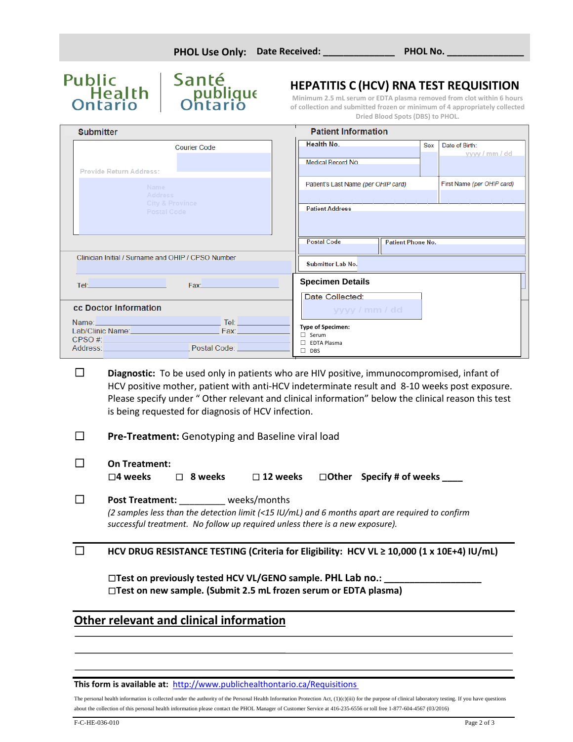**PHOL Use Only:** **Date Received:** ______________ **PHOL No.** _______________

Public Health Ontario | Santé publique Ontario

# HEPATITIS C (HCV) RNA TEST REQUISITION

Minimum 2.5 mL serum or EDTA plasma removed from clot within 6 hours of collection and submitted frozen or minimum of 4 appropriately collected Dried Blood Spots (DBS) to PHOL.

## Submitter

Courier Code

Provide Return Address:

Name
Address
City & Province
Postal Code

Clinician Initial / Surname and OHIP / CPSO Number

Tel: Fax:

## cc Doctor Information

Name: Tel:
Lab/Clinic Name: Fax:
CPSO #:
Address: Postal Code:

## Patient Information

Health No. | Sex | Date of Birth: yyyy / mm / dd

Medical Record No

Patient's Last Name *(per OHIP card)* | First Name *(per OHIP card)*

Patient Address

Postal Code | Patient Phone No.

Submitter Lab No.

## Specimen Details

Date Collected: yyyy / mm / dd

Type of Specimen:
- ☐ Serum
- ☐ EDTA Plasma
- ☐ DBS

☐ **Diagnostic:** To be used only in patients who are HIV positive, immunocompromised, infant of HCV positive mother, patient with anti-HCV indeterminate result and 8-10 weeks post exposure. Please specify under " Other relevant and clinical information" below the clinical reason this test is being requested for diagnosis of HCV infection.

☐ **Pre-Treatment:** Genotyping and Baseline viral load

☐ **On Treatment:**
**☐4 weeks ☐ 8 weeks ☐ 12 weeks ☐Other Specify # of weeks ____**

☐ **Post Treatment:** _________ weeks/months
*(2 samples less than the detection limit (<15 IU/mL) and 6 months apart are required to confirm successful treatment. No follow up required unless there is a new exposure).*

☐ **HCV DRUG RESISTANCE TESTING (Criteria for Eligibility: HCV VL ≥ 10,000 (1 x 10E+4) IU/mL)**

**☐Test on previously tested HCV VL/GENO sample. PHL Lab no.:** ___________________
**☐Test on new sample. (Submit 2.5 mL frozen serum or EDTA plasma)**

## Other relevant and clinical information

_______________________________________________________________________________

_______________________________________________________________________________

_______________________________________________________________________________

**This form is available at:** http://www.publichealthontario.ca/Requisitions

The personal health information is collected under the authority of the Personal Health Information Protection Act, (1)(c)(iii) for the purpose of clinical laboratory testing. If you have questions about the collection of this personal health information please contact the PHOL Manager of Customer Service at 416-235-6556 or toll free 1-877-604-4567 (03/2016)

F-C-HE-036-010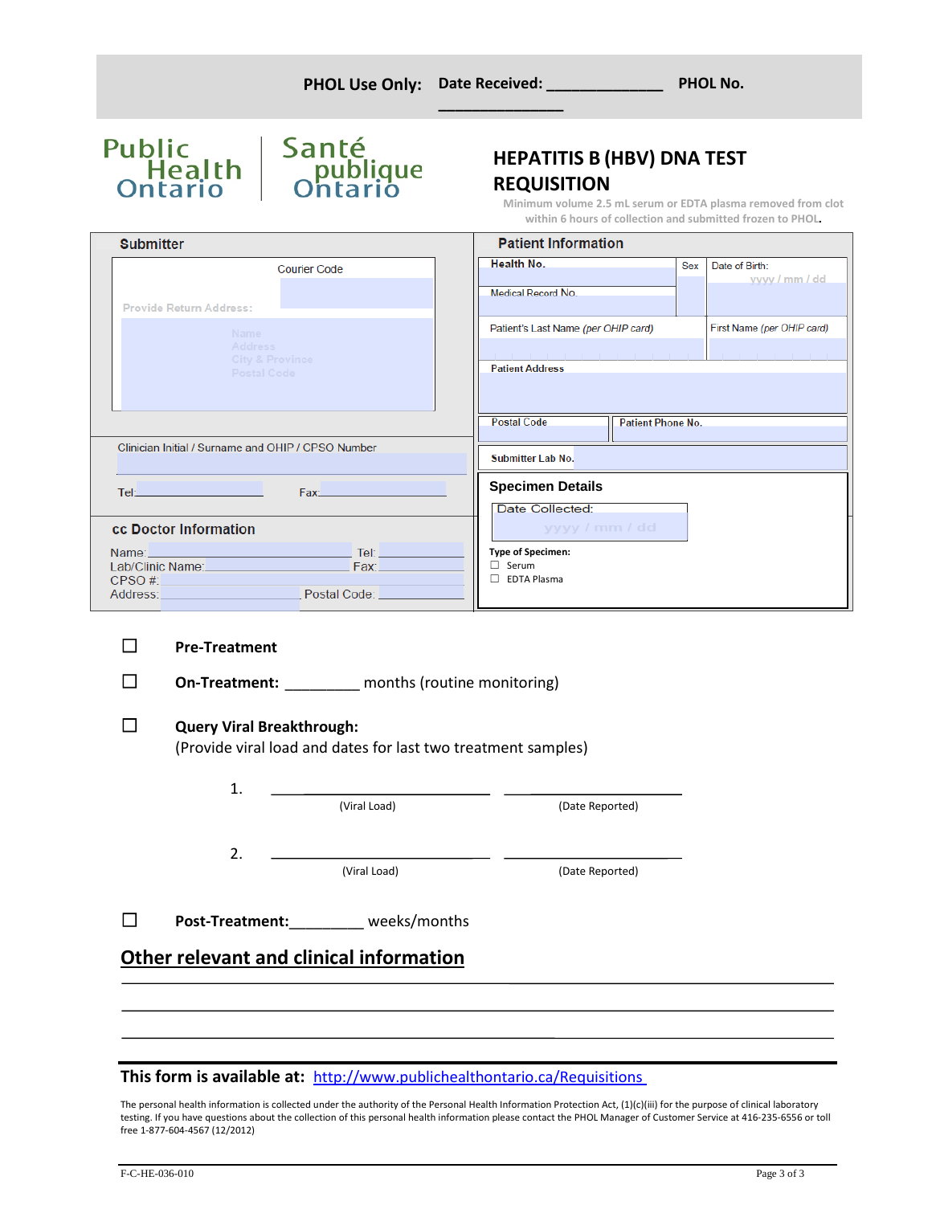PHOL Use Only: Date Received: ______________ PHOL No. ______________

Public Health Ontario | Santé publique Ontario

# HEPATITIS B (HBV) DNA TEST REQUISITION

Minimum volume 2.5 mL serum or EDTA plasma removed from clot within 6 hours of collection and submitted frozen to PHOL.

## Submitter

Courier Code

Provide Return Address:

Name
Address
City & Province
Postal Code

Clinician Initial / Surname and OHIP / CPSO Number

Tel: ______________ Fax: ______________

### cc Doctor Information

Name: ______________ Tel: ______________
Lab/Clinic Name: ______________ Fax: ______________
CPSO #: ______________
Address: ______________ Postal Code: ______________

## Patient Information

Health No. | Sex | Date of Birth: yyyy / mm / dd

Medical Record No.

Patient's Last Name *(per OHIP card)* | First Name *(per OHIP card)*

Patient Address

Postal Code | Patient Phone No.

Submitter Lab No.

### Specimen Details

Date Collected: yyyy / mm / dd

Type of Specimen:

☐ Serum
☐ EDTA Plasma

☐ **Pre-Treatment**

☐ **On-Treatment:** _________ months (routine monitoring)

☐ **Query Viral Breakthrough:**
(Provide viral load and dates for last two treatment samples)

1. ______________________ (Viral Load) ______________________ (Date Reported)

2. ______________________ (Viral Load) ______________________ (Date Reported)

☐ **Post-Treatment:**_________ weeks/months

## Other relevant and clinical information

______________________________________________________________________

______________________________________________________________________

______________________________________________________________________

**This form is available at:** http://www.publichealthontario.ca/Requisitions

The personal health information is collected under the authority of the Personal Health Information Protection Act, (1)(c)(iii) for the purpose of clinical laboratory testing. If you have questions about the collection of this personal health information please contact the PHOL Manager of Customer Service at 416-235-6556 or toll free 1-877-604-4567 (12/2012)

F-C-HE-036-010